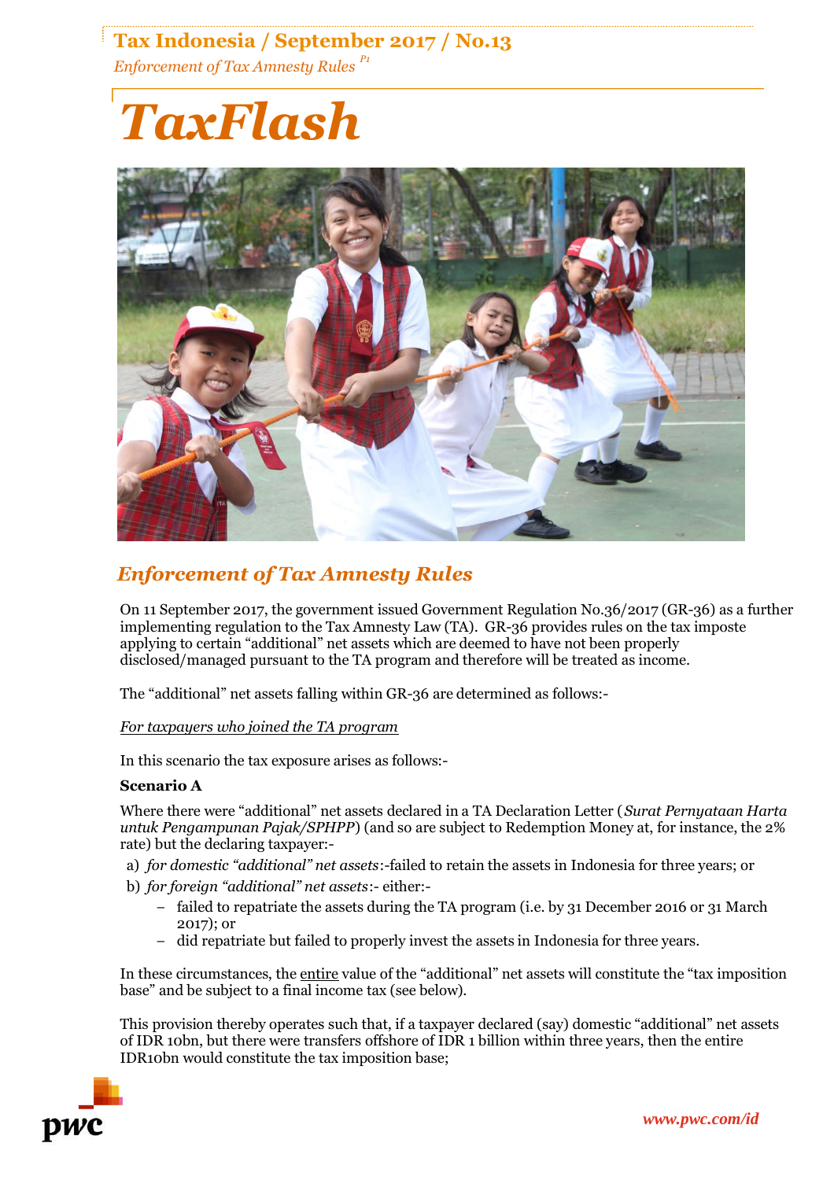# TaxFlash

## Enforcement of Tax Amnesty Rules

On 11 September 2017, the government issued Government Regulation No.36/2017 (GR-36) as a further implementing regulation to the Tax Amnesty Law (TA). GR-36 provides rules on the tax imposte applying to certain "additional" net assets which are deemed to have not been properly disclosed/managed pursuant to the TA program and therefore will be treated as income.

The "additional" net assets falling within GR-36 are determined as follows:-

*For taxpayers who joined the TA program*

In this scenario the tax exposure arises as follows:-

**Scenario A**

Where there were "additional" net assets declared in a TA Declaration Letter (*Surat Pernyataan Harta untuk Pengampunan Pajak/SPHPP*) (and so are subject to Redemption Money at, for instance, the 2% rate) but the declaring taxpayer:-

a) *for domestic "additional" net assets*:-failed to retain the assets in Indonesia for three years; or
b) *for foreign "additional" net assets*:- either:-
   - failed to repatriate the assets during the TA program (i.e. by 31 December 2016 or 31 March 2017); or
   - did repatriate but failed to properly invest the assets in Indonesia for three years.

In these circumstances, the entire value of the "additional" net assets will constitute the "tax imposition base" and be subject to a final income tax (see below).

This provision thereby operates such that, if a taxpayer declared (say) domestic "additional" net assets of IDR 10bn, but there were transfers offshore of IDR 1 billion within three years, then the entire IDR10bn would constitute the tax imposition base;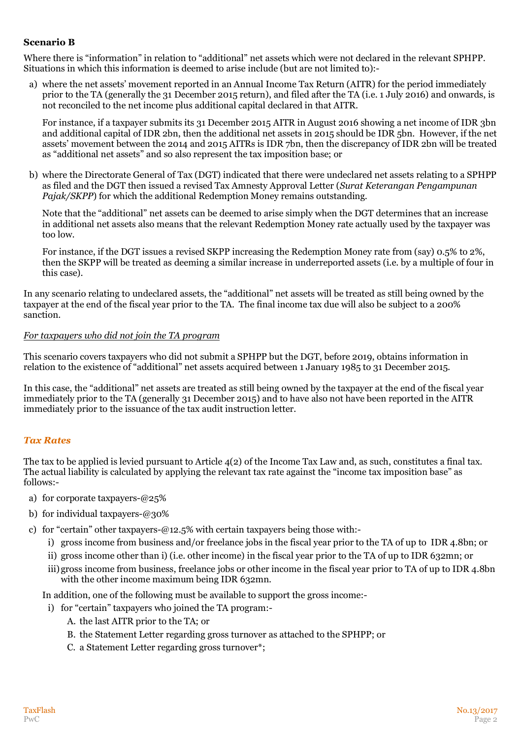**Scenario B**

Where there is "information" in relation to "additional" net assets which were not declared in the relevant SPHPP. Situations in which this information is deemed to arise include (but are not limited to):-

a) where the net assets' movement reported in an Annual Income Tax Return (AITR) for the period immediately prior to the TA (generally the 31 December 2015 return), and filed after the TA (i.e. 1 July 2016) and onwards, is not reconciled to the net income plus additional capital declared in that AITR.

   For instance, if a taxpayer submits its 31 December 2015 AITR in August 2016 showing a net income of IDR 3bn and additional capital of IDR 2bn, then the additional net assets in 2015 should be IDR 5bn. However, if the net assets' movement between the 2014 and 2015 AITRs is IDR 7bn, then the discrepancy of IDR 2bn will be treated as "additional net assets" and so also represent the tax imposition base; or

b) where the Directorate General of Tax (DGT) indicated that there were undeclared net assets relating to a SPHPP as filed and the DGT then issued a revised Tax Amnesty Approval Letter (*Surat Keterangan Pengampunan Pajak/SKPP*) for which the additional Redemption Money remains outstanding.

   Note that the "additional" net assets can be deemed to arise simply when the DGT determines that an increase in additional net assets also means that the relevant Redemption Money rate actually used by the taxpayer was too low.

   For instance, if the DGT issues a revised SKPP increasing the Redemption Money rate from (say) 0.5% to 2%, then the SKPP will be treated as deeming a similar increase in underreported assets (i.e. by a multiple of four in this case).

In any scenario relating to undeclared assets, the "additional" net assets will be treated as still being owned by the taxpayer at the end of the fiscal year prior to the TA. The final income tax due will also be subject to a 200% sanction.

*For taxpayers who did not join the TA program*

This scenario covers taxpayers who did not submit a SPHPP but the DGT, before 2019, obtains information in relation to the existence of "additional" net assets acquired between 1 January 1985 to 31 December 2015.

In this case, the "additional" net assets are treated as still being owned by the taxpayer at the end of the fiscal year immediately prior to the TA (generally 31 December 2015) and to have also not have been reported in the AITR immediately prior to the issuance of the tax audit instruction letter.

## *Tax Rates*

The tax to be applied is levied pursuant to Article 4(2) of the Income Tax Law and, as such, constitutes a final tax. The actual liability is calculated by applying the relevant tax rate against the "income tax imposition base" as follows:-

a) for corporate taxpayers-@25%
b) for individual taxpayers-@30%
c) for "certain" other taxpayers-@12.5% with certain taxpayers being those with:-
   i) gross income from business and/or freelance jobs in the fiscal year prior to the TA of up to IDR 4.8bn; or
   ii) gross income other than i) (i.e. other income) in the fiscal year prior to the TA of up to IDR 632mn; or
   iii) gross income from business, freelance jobs or other income in the fiscal year prior to TA of up to IDR 4.8bn with the other income maximum being IDR 632mn.

   In addition, one of the following must be available to support the gross income:-
   i) for "certain" taxpayers who joined the TA program:-
      A. the last AITR prior to the TA; or
      B. the Statement Letter regarding gross turnover as attached to the SPHPP; or
      C. a Statement Letter regarding gross turnover*;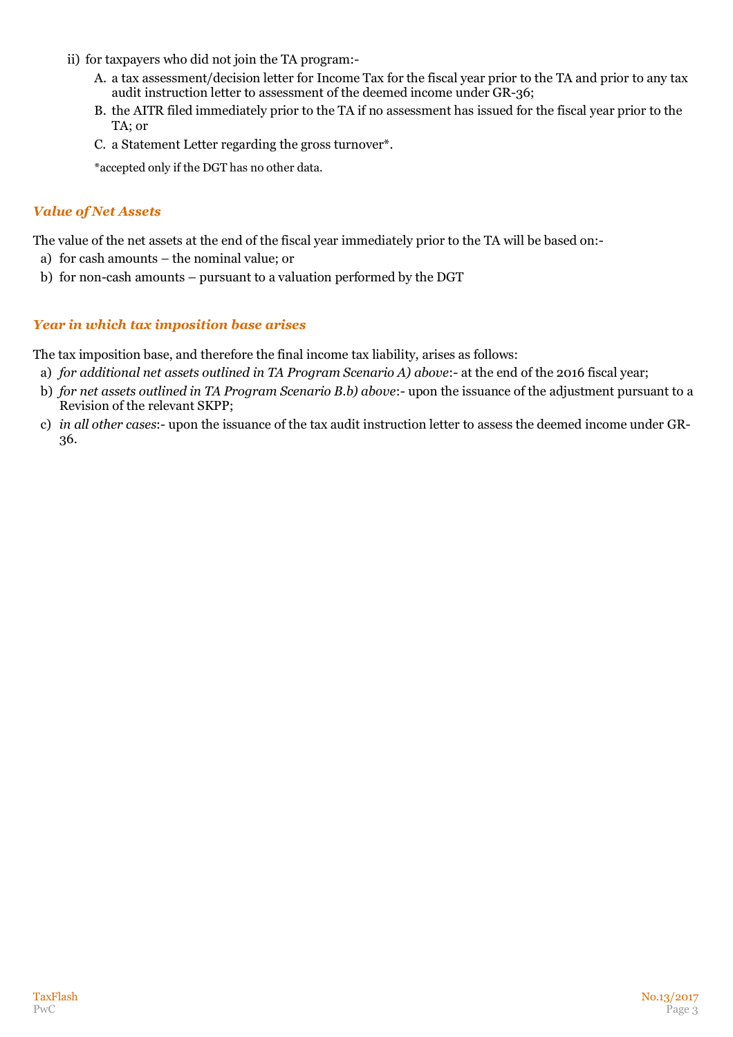ii) for taxpayers who did not join the TA program:-

   A. a tax assessment/decision letter for Income Tax for the fiscal year prior to the TA and prior to any tax audit instruction letter to assessment of the deemed income under GR-36;

   B. the AITR filed immediately prior to the TA if no assessment has issued for the fiscal year prior to the TA; or

   C. a Statement Letter regarding the gross turnover*.

   *accepted only if the DGT has no other data.

### *Value of Net Assets*

The value of the net assets at the end of the fiscal year immediately prior to the TA will be based on:-

a) for cash amounts – the nominal value; or

b) for non-cash amounts – pursuant to a valuation performed by the DGT

### *Year in which tax imposition base arises*

The tax imposition base, and therefore the final income tax liability, arises as follows:

a) *for additional net assets outlined in TA Program Scenario A) above*:- at the end of the 2016 fiscal year;

b) *for net assets outlined in TA Program Scenario B.b) above*:- upon the issuance of the adjustment pursuant to a Revision of the relevant SKPP;

c) *in all other cases*:- upon the issuance of the tax audit instruction letter to assess the deemed income under GR-36.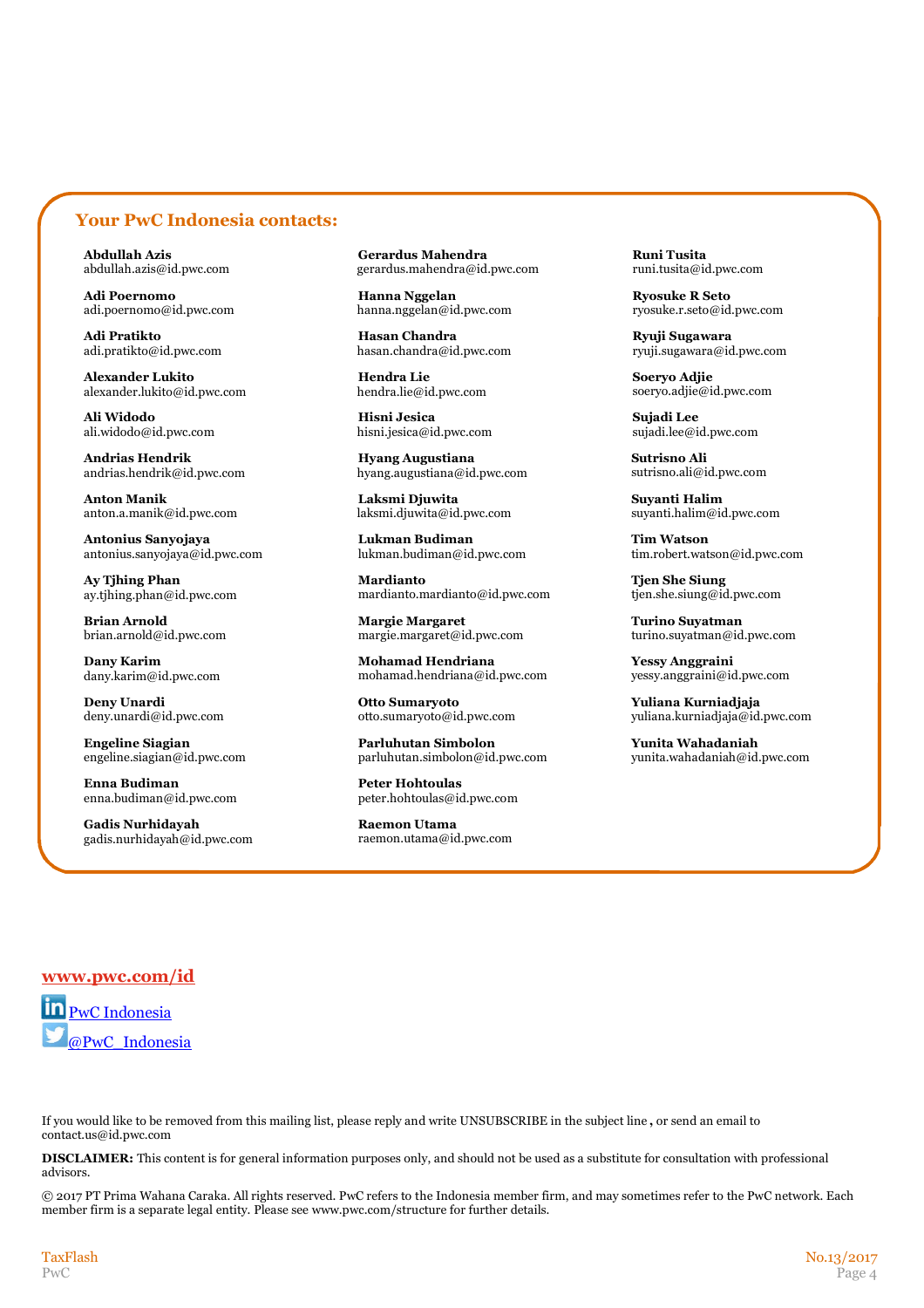## Your PwC Indonesia contacts:

**Abdullah Azis**
abdullah.azis@id.pwc.com

**Adi Poernomo**
adi.poernomo@id.pwc.com

**Adi Pratikto**
adi.pratikto@id.pwc.com

**Alexander Lukito**
alexander.lukito@id.pwc.com

**Ali Widodo**
ali.widodo@id.pwc.com

**Andrias Hendrik**
andrias.hendrik@id.pwc.com

**Anton Manik**
anton.a.manik@id.pwc.com

**Antonius Sanyojaya**
antonius.sanyojaya@id.pwc.com

**Ay Tjhing Phan**
ay.tjhing.phan@id.pwc.com

**Brian Arnold**
brian.arnold@id.pwc.com

**Dany Karim**
dany.karim@id.pwc.com

**Deny Unardi**
deny.unardi@id.pwc.com

**Engeline Siagian**
engeline.siagian@id.pwc.com

**Enna Budiman**
enna.budiman@id.pwc.com

**Gadis Nurhidayah**
gadis.nurhidayah@id.pwc.com

**Gerardus Mahendra**
gerardus.mahendra@id.pwc.com

**Hanna Nggelan**
hanna.nggelan@id.pwc.com

**Hasan Chandra**
hasan.chandra@id.pwc.com

**Hendra Lie**
hendra.lie@id.pwc.com

**Hisni Jesica**
hisni.jesica@id.pwc.com

**Hyang Augustiana**
hyang.augustiana@id.pwc.com

**Laksmi Djuwita**
laksmi.djuwita@id.pwc.com

**Lukman Budiman**
lukman.budiman@id.pwc.com

**Mardianto**
mardianto.mardianto@id.pwc.com

**Margie Margaret**
margie.margaret@id.pwc.com

**Mohamad Hendriana**
mohamad.hendriana@id.pwc.com

**Otto Sumaryoto**
otto.sumaryoto@id.pwc.com

**Parluhutan Simbolon**
parluhutan.simbolon@id.pwc.com

**Peter Hohtoulas**
peter.hohtoulas@id.pwc.com

**Raemon Utama**
raemon.utama@id.pwc.com

**Runi Tusita**
runi.tusita@id.pwc.com

**Ryosuke R Seto**
ryosuke.r.seto@id.pwc.com

**Ryuji Sugawara**
ryuji.sugawara@id.pwc.com

**Soeryo Adjie**
soeryo.adjie@id.pwc.com

**Sujadi Lee**
sujadi.lee@id.pwc.com

**Sutrisno Ali**
sutrisno.ali@id.pwc.com

**Suyanti Halim**
suyanti.halim@id.pwc.com

**Tim Watson**
tim.robert.watson@id.pwc.com

**Tjen She Siung**
tjen.she.siung@id.pwc.com

**Turino Suyatman**
turino.suyatman@id.pwc.com

**Yessy Anggraini**
yessy.anggraini@id.pwc.com

**Yuliana Kurniadjaja**
yuliana.kurniadjaja@id.pwc.com

**Yunita Wahadaniah**
yunita.wahadaniah@id.pwc.com

**www.pwc.com/id**

PwC Indonesia

@PwC_Indonesia

If you would like to be removed from this mailing list, please reply and write UNSUBSCRIBE in the subject line , or send an email to contact.us@id.pwc.com

**DISCLAIMER:** This content is for general information purposes only, and should not be used as a substitute for consultation with professional advisors.

© 2017 PT Prima Wahana Caraka. All rights reserved. PwC refers to the Indonesia member firm, and may sometimes refer to the PwC network. Each member firm is a separate legal entity. Please see www.pwc.com/structure for further details.